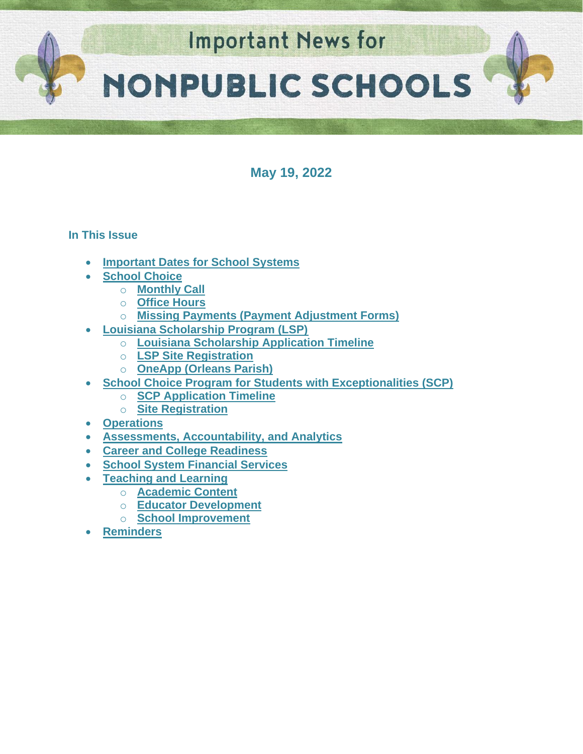# Important News for NONPUBLIC SCHOOLS

**May 19, 2022**

**In This Issue**

- Important Dates for School Systems
- School Choice
  - Monthly Call
  - Office Hours
  - Missing Payments (Payment Adjustment Forms)
- Louisiana Scholarship Program (LSP)
  - Louisiana Scholarship Application Timeline
  - LSP Site Registration
  - OneApp (Orleans Parish)
- School Choice Program for Students with Exceptionalities (SCP)
  - SCP Application Timeline
  - Site Registration
- Operations
- Assessments, Accountability, and Analytics
- Career and College Readiness
- School System Financial Services
- Teaching and Learning
  - Academic Content
  - Educator Development
  - School Improvement
- Reminders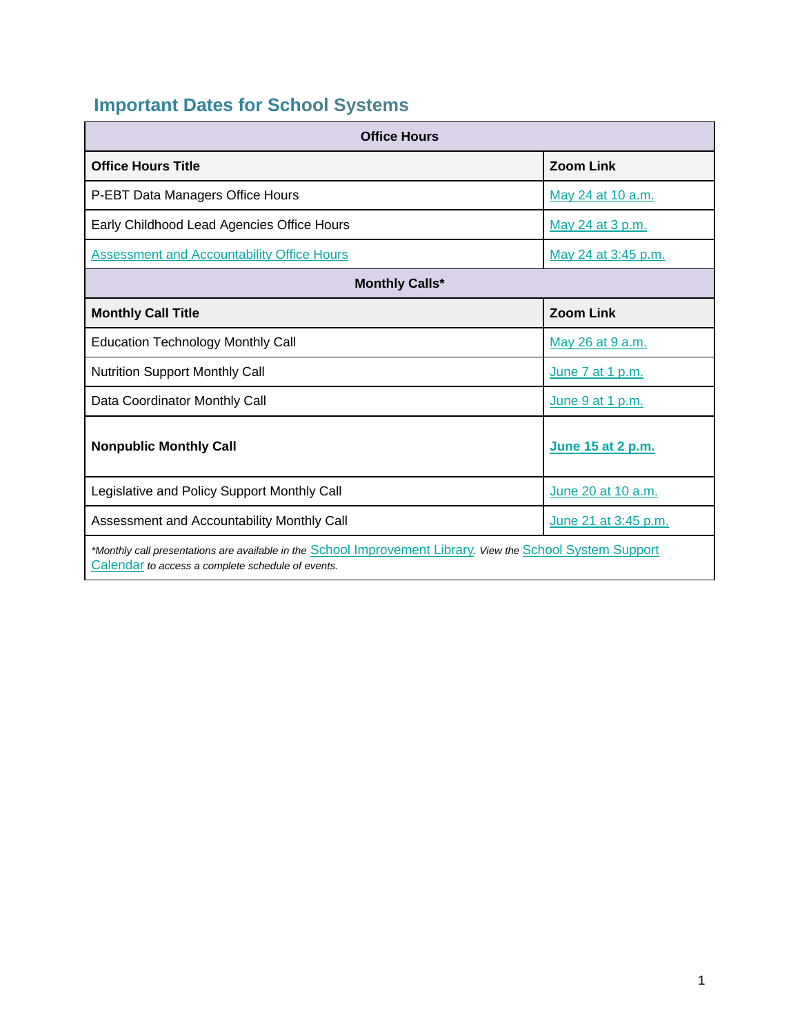## Important Dates for School Systems

| Office Hours | |
|---|---|
| **Office Hours Title** | **Zoom Link** |
| P-EBT Data Managers Office Hours | May 24 at 10 a.m. |
| Early Childhood Lead Agencies Office Hours | May 24 at 3 p.m. |
| Assessment and Accountability Office Hours | May 24 at 3:45 p.m. |
| **Monthly Calls*** | |
| **Monthly Call Title** | **Zoom Link** |
| Education Technology Monthly Call | May 26 at 9 a.m. |
| Nutrition Support Monthly Call | June 7 at 1 p.m. |
| Data Coordinator Monthly Call | June 9 at 1 p.m. |
| **Nonpublic Monthly Call** | **June 15 at 2 p.m.** |
| Legislative and Policy Support Monthly Call | June 20 at 10 a.m. |
| Assessment and Accountability Monthly Call | June 21 at 3:45 p.m. |

*\*Monthly call presentations are available in the School Improvement Library. View the School System Support Calendar to access a complete schedule of events.*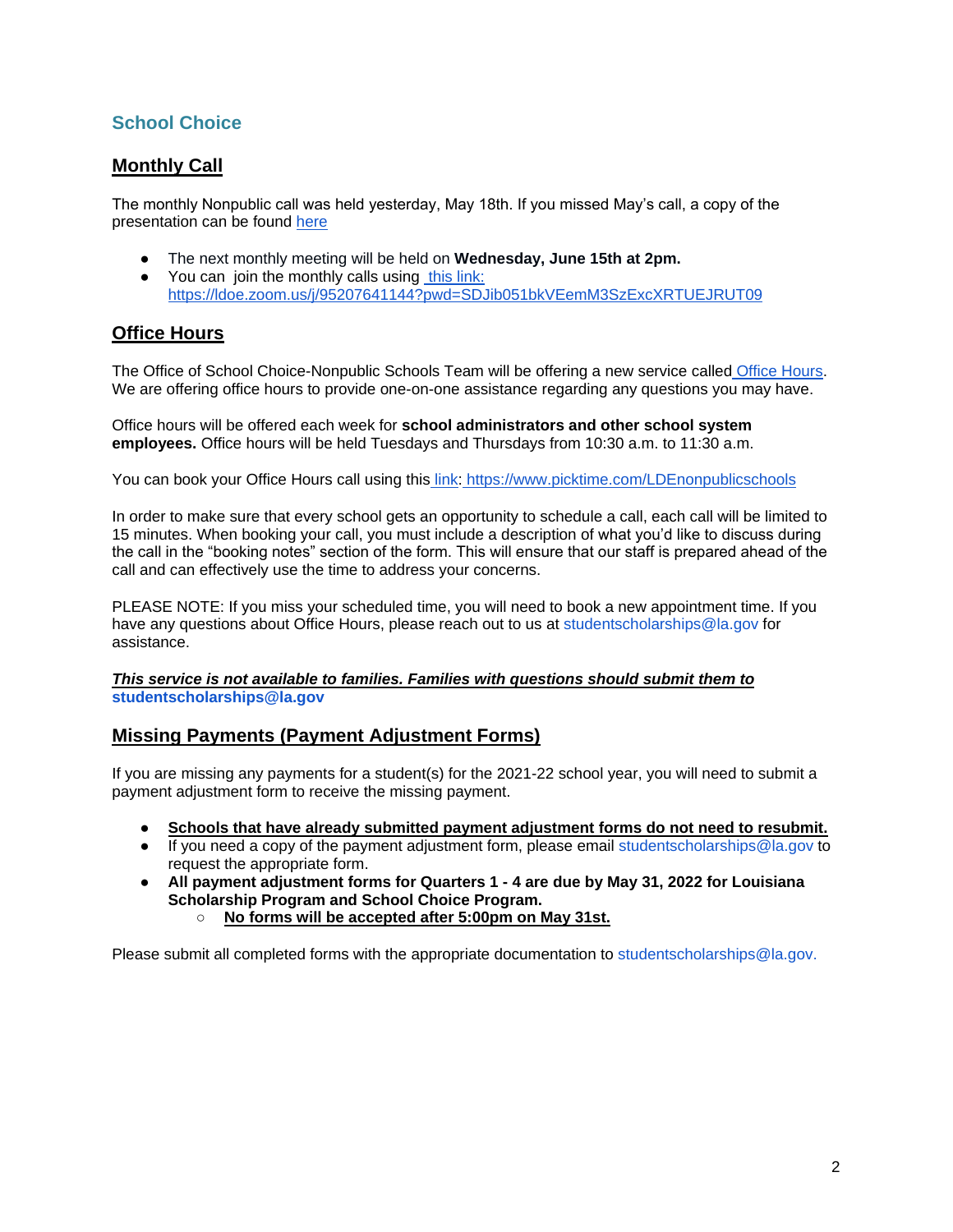## School Choice

### Monthly Call

The monthly Nonpublic call was held yesterday, May 18th. If you missed May's call, a copy of the presentation can be found here

- The next monthly meeting will be held on **Wednesday, June 15th at 2pm.**
- You can join the monthly calls using this link: https://ldoe.zoom.us/j/95207641144?pwd=SDJib051bkVEemM3SzExcXRTUEJRUT09

### Office Hours

The Office of School Choice-Nonpublic Schools Team will be offering a new service called Office Hours. We are offering office hours to provide one-on-one assistance regarding any questions you may have.

Office hours will be offered each week for **school administrators and other school system employees.** Office hours will be held Tuesdays and Thursdays from 10:30 a.m. to 11:30 a.m.

You can book your Office Hours call using this link: https://www.picktime.com/LDEnonpublicschools

In order to make sure that every school gets an opportunity to schedule a call, each call will be limited to 15 minutes. When booking your call, you must include a description of what you'd like to discuss during the call in the "booking notes" section of the form. This will ensure that our staff is prepared ahead of the call and can effectively use the time to address your concerns.

PLEASE NOTE: If you miss your scheduled time, you will need to book a new appointment time. If you have any questions about Office Hours, please reach out to us at studentscholarships@la.gov for assistance.

***This service is not available to families. Families with questions should submit them to*** **studentscholarships@la.gov**

### Missing Payments (Payment Adjustment Forms)

If you are missing any payments for a student(s) for the 2021-22 school year, you will need to submit a payment adjustment form to receive the missing payment.

- **Schools that have already submitted payment adjustment forms do not need to resubmit.**
- If you need a copy of the payment adjustment form, please email studentscholarships@la.gov to request the appropriate form.
- **All payment adjustment forms for Quarters 1 - 4 are due by May 31, 2022 for Louisiana Scholarship Program and School Choice Program.**
  - **No forms will be accepted after 5:00pm on May 31st.**

Please submit all completed forms with the appropriate documentation to studentscholarships@la.gov.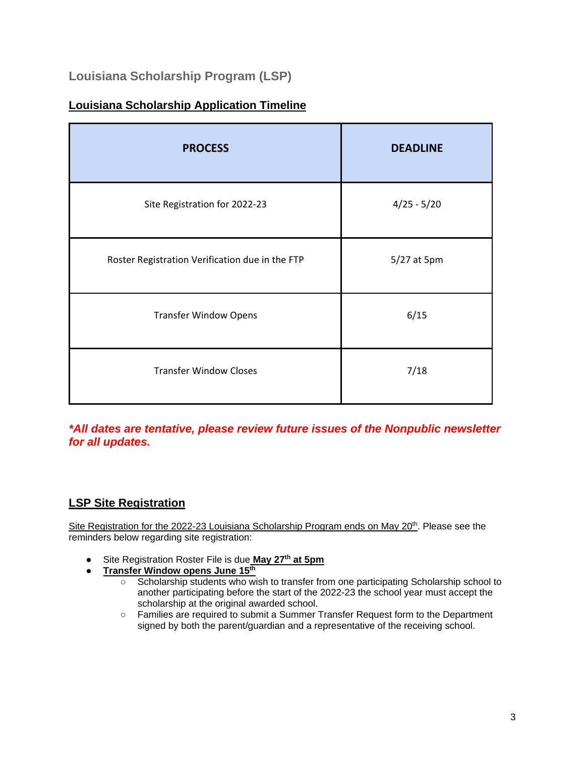## Louisiana Scholarship Program (LSP)

### Louisiana Scholarship Application Timeline

| PROCESS | DEADLINE |
| --- | --- |
| Site Registration for 2022-23 | 4/25 - 5/20 |
| Roster Registration Verification due in the FTP | 5/27 at 5pm |
| Transfer Window Opens | 6/15 |
| Transfer Window Closes | 7/18 |

***All dates are tentative, please review future issues of the Nonpublic newsletter for all updates.***

### LSP Site Registration

Site Registration for the 2022-23 Louisiana Scholarship Program ends on May 20th. Please see the reminders below regarding site registration:

- Site Registration Roster File is due **May 27th at 5pm**
- **Transfer Window opens June 15th**
  - Scholarship students who wish to transfer from one participating Scholarship school to another participating before the start of the 2022-23 the school year must accept the scholarship at the original awarded school.
  - Families are required to submit a Summer Transfer Request form to the Department signed by both the parent/guardian and a representative of the receiving school.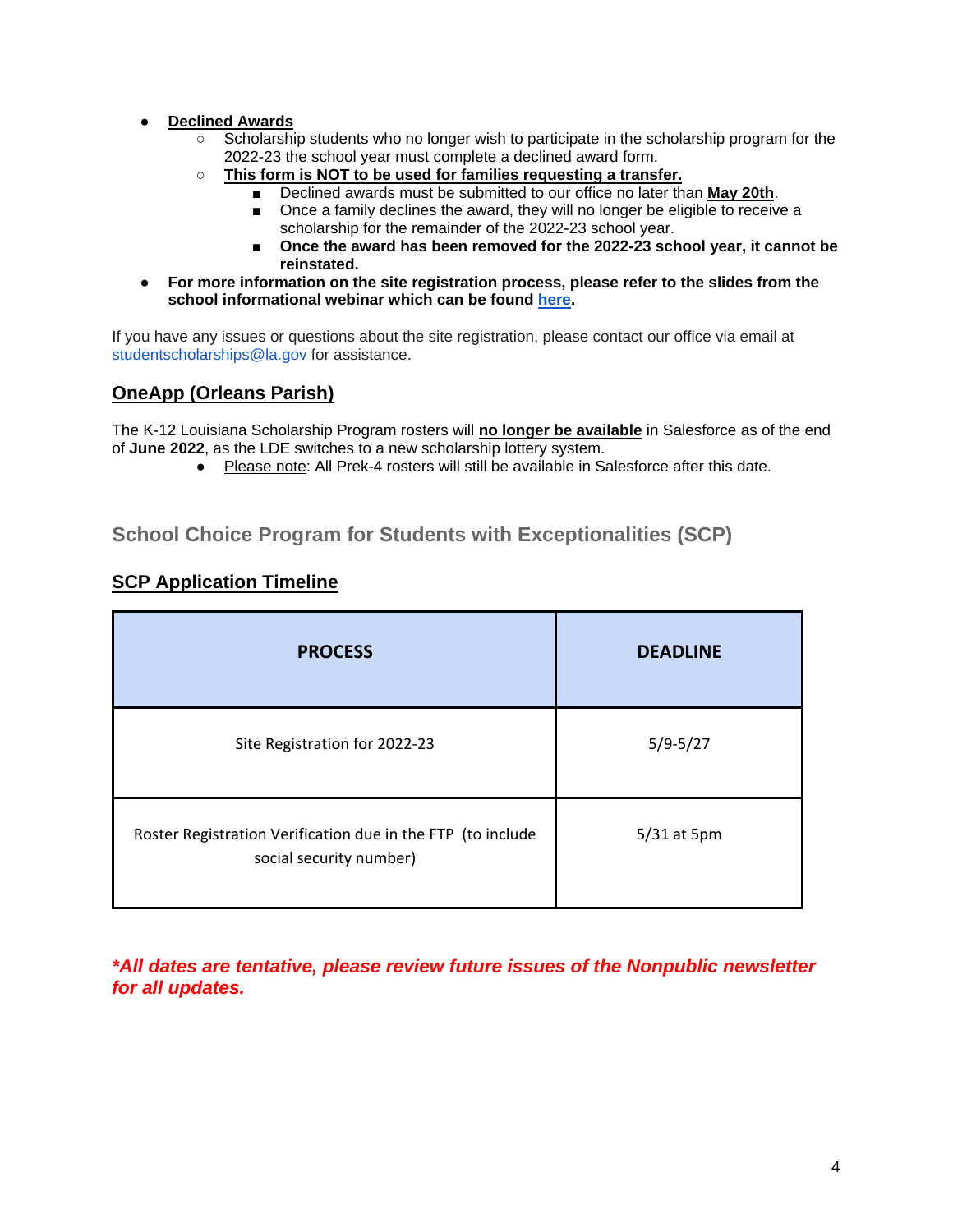- **Declined Awards**
  - Scholarship students who no longer wish to participate in the scholarship program for the 2022-23 the school year must complete a declined award form.
  - **This form is NOT to be used for families requesting a transfer.**
    - Declined awards must be submitted to our office no later than **May 20th**.
    - Once a family declines the award, they will no longer be eligible to receive a scholarship for the remainder of the 2022-23 school year.
    - **Once the award has been removed for the 2022-23 school year, it cannot be reinstated.**
- **For more information on the site registration process, please refer to the slides from the school informational webinar which can be found here.**

If you have any issues or questions about the site registration, please contact our office via email at studentscholarships@la.gov for assistance.

## OneApp (Orleans Parish)

The K-12 Louisiana Scholarship Program rosters will **no longer be available** in Salesforce as of the end of **June 2022**, as the LDE switches to a new scholarship lottery system.

- Please note: All Prek-4 rosters will still be available in Salesforce after this date.

# School Choice Program for Students with Exceptionalities (SCP)

## SCP Application Timeline

| PROCESS | DEADLINE |
|---|---|
| Site Registration for 2022-23 | 5/9-5/27 |
| Roster Registration Verification due in the FTP (to include social security number) | 5/31 at 5pm |

***All dates are tentative, please review future issues of the Nonpublic newsletter for all updates.***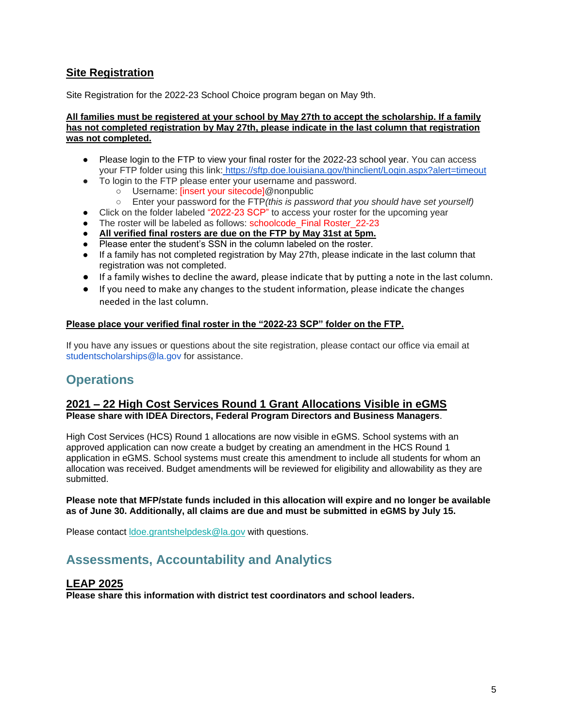## Site Registration

Site Registration for the 2022-23 School Choice program began on May 9th.

**All families must be registered at your school by May 27th to accept the scholarship. If a family has not completed registration by May 27th, please indicate in the last column that registration was not completed.**

- Please login to the FTP to view your final roster for the 2022-23 school year. You can access your FTP folder using this link: https://sftp.doe.louisiana.gov/thinclient/Login.aspx?alert=timeout
- To login to the FTP please enter your username and password.
  - Username: [insert your sitecode]@nonpublic
  - Enter your password for the FTP *(this is password that you should have set yourself)*
- Click on the folder labeled "2022-23 SCP" to access your roster for the upcoming year
- The roster will be labeled as follows: schoolcode_Final Roster_22-23
- **All verified final rosters are due on the FTP by May 31st at 5pm.**
- Please enter the student's SSN in the column labeled on the roster.
- If a family has not completed registration by May 27th, please indicate in the last column that registration was not completed.
- If a family wishes to decline the award, please indicate that by putting a note in the last column.
- If you need to make any changes to the student information, please indicate the changes needed in the last column.

**Please place your verified final roster in the "2022-23 SCP" folder on the FTP.**

If you have any issues or questions about the site registration, please contact our office via email at studentscholarships@la.gov for assistance.

# Operations

## 2021 – 22 High Cost Services Round 1 Grant Allocations Visible in eGMS

**Please share with IDEA Directors, Federal Program Directors and Business Managers**.

High Cost Services (HCS) Round 1 allocations are now visible in eGMS. School systems with an approved application can now create a budget by creating an amendment in the HCS Round 1 application in eGMS. School systems must create this amendment to include all students for whom an allocation was received. Budget amendments will be reviewed for eligibility and allowability as they are submitted.

**Please note that MFP/state funds included in this allocation will expire and no longer be available as of June 30. Additionally, all claims are due and must be submitted in eGMS by July 15.**

Please contact ldoe.grantshelpdesk@la.gov with questions.

# Assessments, Accountability and Analytics

## LEAP 2025

**Please share this information with district test coordinators and school leaders.**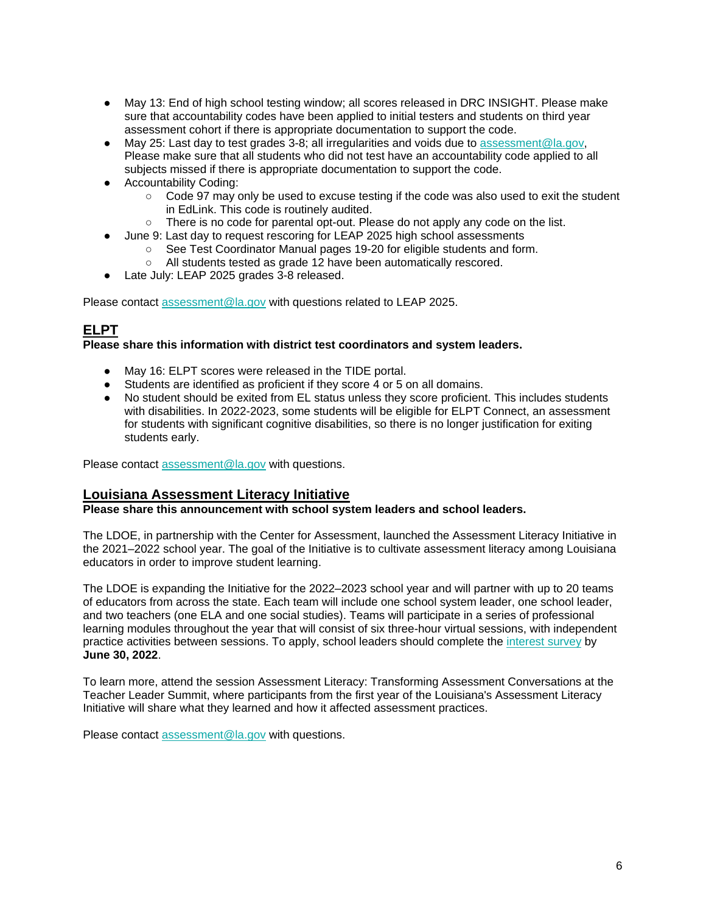- May 13: End of high school testing window; all scores released in DRC INSIGHT. Please make sure that accountability codes have been applied to initial testers and students on third year assessment cohort if there is appropriate documentation to support the code.
- May 25: Last day to test grades 3-8; all irregularities and voids due to assessment@la.gov, Please make sure that all students who did not test have an accountability code applied to all subjects missed if there is appropriate documentation to support the code.
- Accountability Coding:
    - Code 97 may only be used to excuse testing if the code was also used to exit the student in EdLink. This code is routinely audited.
    - There is no code for parental opt-out. Please do not apply any code on the list.
- June 9: Last day to request rescoring for LEAP 2025 high school assessments
    - See Test Coordinator Manual pages 19-20 for eligible students and form.
    - All students tested as grade 12 have been automatically rescored.
- Late July: LEAP 2025 grades 3-8 released.

Please contact assessment@la.gov with questions related to LEAP 2025.

## ELPT

**Please share this information with district test coordinators and system leaders.**

- May 16: ELPT scores were released in the TIDE portal.
- Students are identified as proficient if they score 4 or 5 on all domains.
- No student should be exited from EL status unless they score proficient. This includes students with disabilities. In 2022-2023, some students will be eligible for ELPT Connect, an assessment for students with significant cognitive disabilities, so there is no longer justification for exiting students early.

Please contact assessment@la.gov with questions.

## Louisiana Assessment Literacy Initiative

**Please share this announcement with school system leaders and school leaders.**

The LDOE, in partnership with the Center for Assessment, launched the Assessment Literacy Initiative in the 2021–2022 school year. The goal of the Initiative is to cultivate assessment literacy among Louisiana educators in order to improve student learning.

The LDOE is expanding the Initiative for the 2022–2023 school year and will partner with up to 20 teams of educators from across the state. Each team will include one school system leader, one school leader, and two teachers (one ELA and one social studies). Teams will participate in a series of professional learning modules throughout the year that will consist of six three-hour virtual sessions, with independent practice activities between sessions. To apply, school leaders should complete the interest survey by **June 30, 2022**.

To learn more, attend the session Assessment Literacy: Transforming Assessment Conversations at the Teacher Leader Summit, where participants from the first year of the Louisiana's Assessment Literacy Initiative will share what they learned and how it affected assessment practices.

Please contact assessment@la.gov with questions.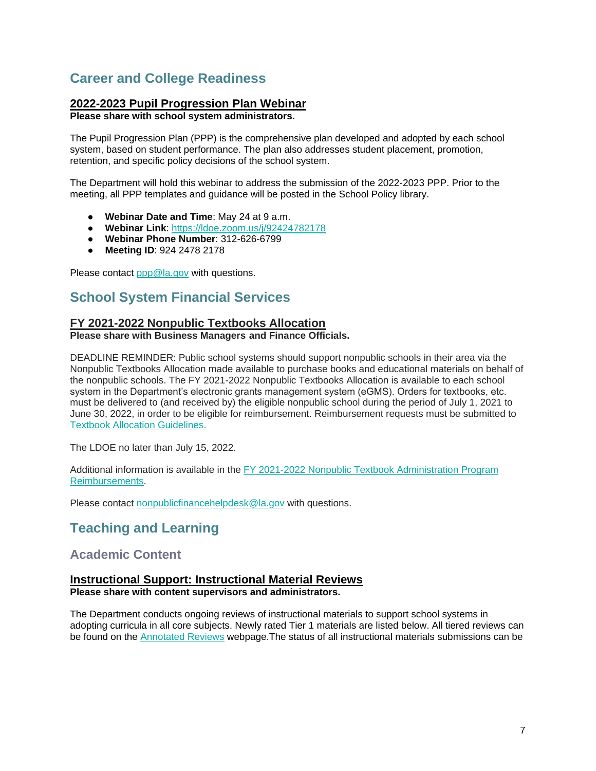# Career and College Readiness

### 2022-2023 Pupil Progression Plan Webinar

**Please share with school system administrators.**

The Pupil Progression Plan (PPP) is the comprehensive plan developed and adopted by each school system, based on student performance. The plan also addresses student placement, promotion, retention, and specific policy decisions of the school system.

The Department will hold this webinar to address the submission of the 2022-2023 PPP. Prior to the meeting, all PPP templates and guidance will be posted in the School Policy library.

- **Webinar Date and Time**: May 24 at 9 a.m.
- **Webinar Link**: https://ldoe.zoom.us/j/92424782178
- **Webinar Phone Number**: 312-626-6799
- **Meeting ID**: 924 2478 2178

Please contact ppp@la.gov with questions.

# School System Financial Services

### FY 2021-2022 Nonpublic Textbooks Allocation

**Please share with Business Managers and Finance Officials.**

DEADLINE REMINDER: Public school systems should support nonpublic schools in their area via the Nonpublic Textbooks Allocation made available to purchase books and educational materials on behalf of the nonpublic schools. The FY 2021-2022 Nonpublic Textbooks Allocation is available to each school system in the Department's electronic grants management system (eGMS). Orders for textbooks, etc. must be delivered to (and received by) the eligible nonpublic school during the period of July 1, 2021 to June 30, 2022, in order to be eligible for reimbursement. Reimbursement requests must be submitted to Textbook Allocation Guidelines.

The LDOE no later than July 15, 2022.

Additional information is available in the FY 2021-2022 Nonpublic Textbook Administration Program Reimbursements.

Please contact nonpublicfinancehelpdesk@la.gov with questions.

# Teaching and Learning

## Academic Content

### Instructional Support: Instructional Material Reviews

**Please share with content supervisors and administrators.**

The Department conducts ongoing reviews of instructional materials to support school systems in adopting curricula in all core subjects. Newly rated Tier 1 materials are listed below. All tiered reviews can be found on the Annotated Reviews webpage.The status of all instructional materials submissions can be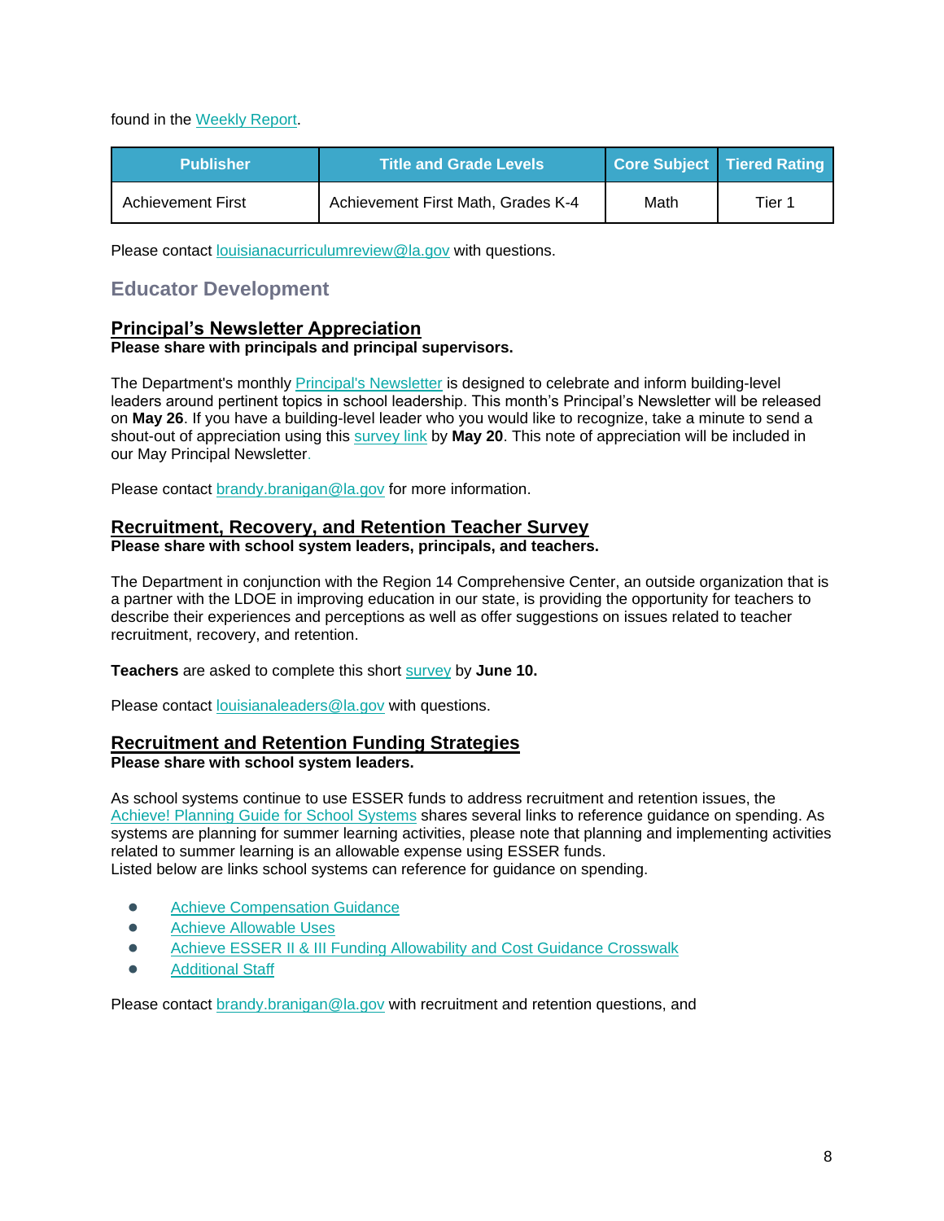found in the Weekly Report.

| Publisher | Title and Grade Levels | Core Subject | Tiered Rating |
|---|---|---|---|
| Achievement First | Achievement First Math, Grades K-4 | Math | Tier 1 |

Please contact louisianacurriculumreview@la.gov with questions.

## Educator Development

### Principal's Newsletter Appreciation

**Please share with principals and principal supervisors.**

The Department's monthly Principal's Newsletter is designed to celebrate and inform building-level leaders around pertinent topics in school leadership. This month's Principal's Newsletter will be released on **May 26**. If you have a building-level leader who you would like to recognize, take a minute to send a shout-out of appreciation using this survey link by **May 20**. This note of appreciation will be included in our May Principal Newsletter.

Please contact brandy.branigan@la.gov for more information.

### Recruitment, Recovery, and Retention Teacher Survey

**Please share with school system leaders, principals, and teachers.**

The Department in conjunction with the Region 14 Comprehensive Center, an outside organization that is a partner with the LDOE in improving education in our state, is providing the opportunity for teachers to describe their experiences and perceptions as well as offer suggestions on issues related to teacher recruitment, recovery, and retention.

**Teachers** are asked to complete this short survey by **June 10.**

Please contact louisianaleaders@la.gov with questions.

### Recruitment and Retention Funding Strategies

**Please share with school system leaders.**

As school systems continue to use ESSER funds to address recruitment and retention issues, the Achieve! Planning Guide for School Systems shares several links to reference guidance on spending. As systems are planning for summer learning activities, please note that planning and implementing activities related to summer learning is an allowable expense using ESSER funds.
Listed below are links school systems can reference for guidance on spending.

- Achieve Compensation Guidance
- Achieve Allowable Uses
- Achieve ESSER II & III Funding Allowability and Cost Guidance Crosswalk
- Additional Staff

Please contact brandy.branigan@la.gov with recruitment and retention questions, and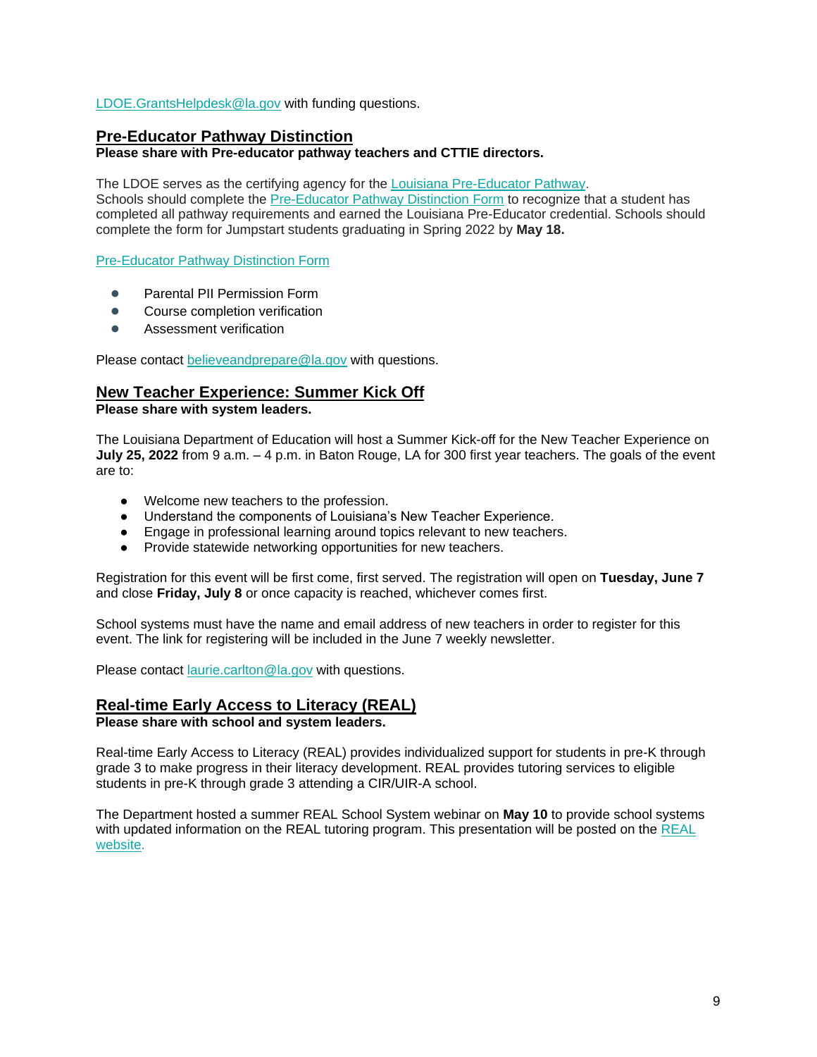LDOE.GrantsHelpdesk@la.gov with funding questions.

## Pre-Educator Pathway Distinction

**Please share with Pre-educator pathway teachers and CTTIE directors.**

The LDOE serves as the certifying agency for the Louisiana Pre-Educator Pathway.
Schools should complete the Pre-Educator Pathway Distinction Form to recognize that a student has completed all pathway requirements and earned the Louisiana Pre-Educator credential. Schools should complete the form for Jumpstart students graduating in Spring 2022 by **May 18.**

Pre-Educator Pathway Distinction Form

- Parental PII Permission Form
- Course completion verification
- Assessment verification

Please contact believeandprepare@la.gov with questions.

## New Teacher Experience: Summer Kick Off

**Please share with system leaders.**

The Louisiana Department of Education will host a Summer Kick-off for the New Teacher Experience on **July 25, 2022** from 9 a.m. – 4 p.m. in Baton Rouge, LA for 300 first year teachers. The goals of the event are to:

- Welcome new teachers to the profession.
- Understand the components of Louisiana's New Teacher Experience.
- Engage in professional learning around topics relevant to new teachers.
- Provide statewide networking opportunities for new teachers.

Registration for this event will be first come, first served. The registration will open on **Tuesday, June 7** and close **Friday, July 8** or once capacity is reached, whichever comes first.

School systems must have the name and email address of new teachers in order to register for this event. The link for registering will be included in the June 7 weekly newsletter.

Please contact laurie.carlton@la.gov with questions.

## Real-time Early Access to Literacy (REAL)

**Please share with school and system leaders.**

Real-time Early Access to Literacy (REAL) provides individualized support for students in pre-K through grade 3 to make progress in their literacy development. REAL provides tutoring services to eligible students in pre-K through grade 3 attending a CIR/UIR-A school.

The Department hosted a summer REAL School System webinar on **May 10** to provide school systems with updated information on the REAL tutoring program. This presentation will be posted on the REAL website.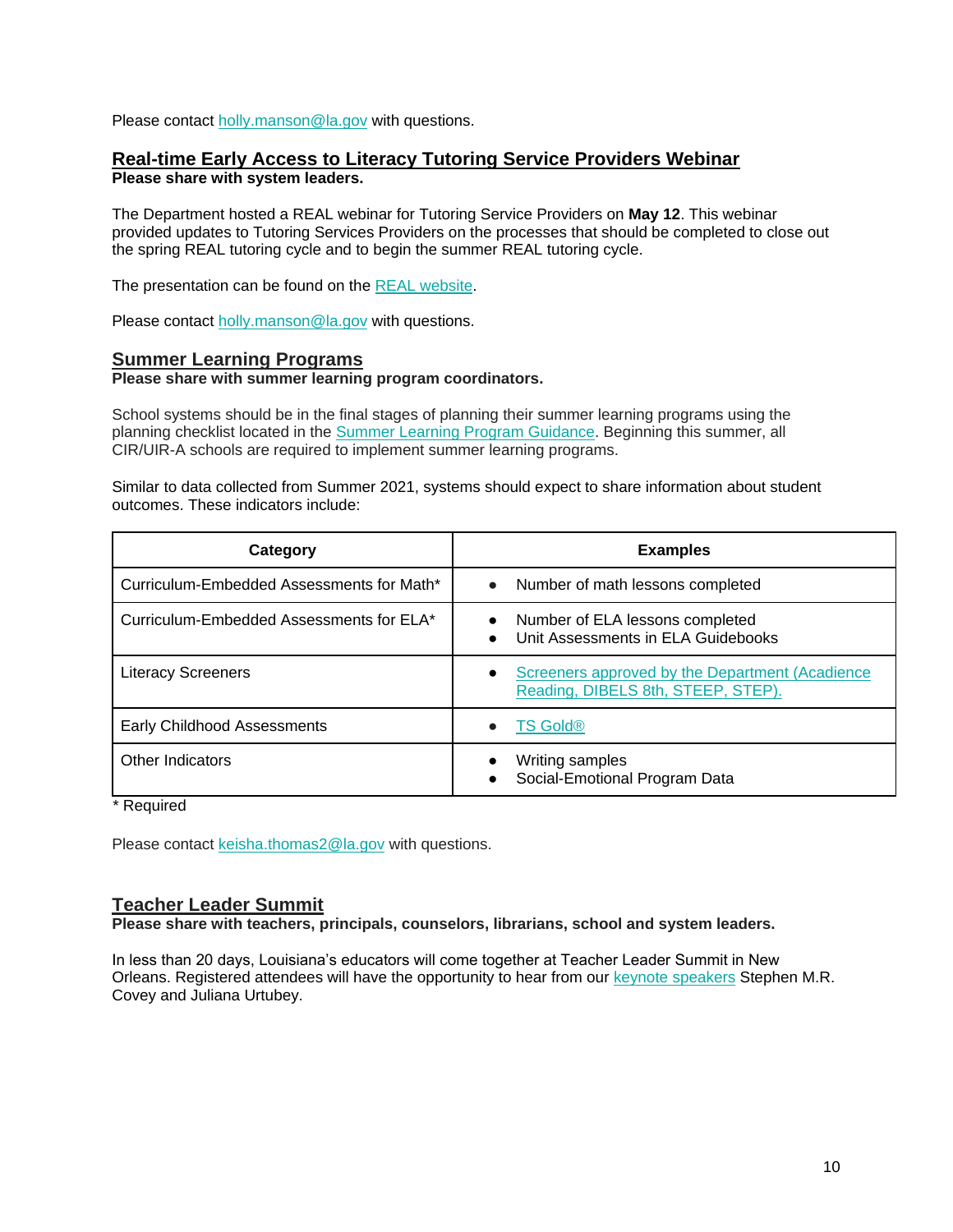Please contact holly.manson@la.gov with questions.

## Real-time Early Access to Literacy Tutoring Service Providers Webinar

**Please share with system leaders.**

The Department hosted a REAL webinar for Tutoring Service Providers on **May 12**. This webinar provided updates to Tutoring Services Providers on the processes that should be completed to close out the spring REAL tutoring cycle and to begin the summer REAL tutoring cycle.

The presentation can be found on the REAL website.

Please contact holly.manson@la.gov with questions.

## Summer Learning Programs

**Please share with summer learning program coordinators.**

School systems should be in the final stages of planning their summer learning programs using the planning checklist located in the Summer Learning Program Guidance. Beginning this summer, all CIR/UIR-A schools are required to implement summer learning programs.

Similar to data collected from Summer 2021, systems should expect to share information about student outcomes. These indicators include:

| Category | Examples |
|---|---|
| Curriculum-Embedded Assessments for Math* | • Number of math lessons completed |
| Curriculum-Embedded Assessments for ELA* | • Number of ELA lessons completed<br>• Unit Assessments in ELA Guidebooks |
| Literacy Screeners | • Screeners approved by the Department (Acadience Reading, DIBELS 8th, STEEP, STEP). |
| Early Childhood Assessments | • TS Gold® |
| Other Indicators | • Writing samples<br>• Social-Emotional Program Data |

\* Required

Please contact keisha.thomas2@la.gov with questions.

## Teacher Leader Summit

**Please share with teachers, principals, counselors, librarians, school and system leaders.**

In less than 20 days, Louisiana's educators will come together at Teacher Leader Summit in New Orleans. Registered attendees will have the opportunity to hear from our keynote speakers Stephen M.R. Covey and Juliana Urtubey.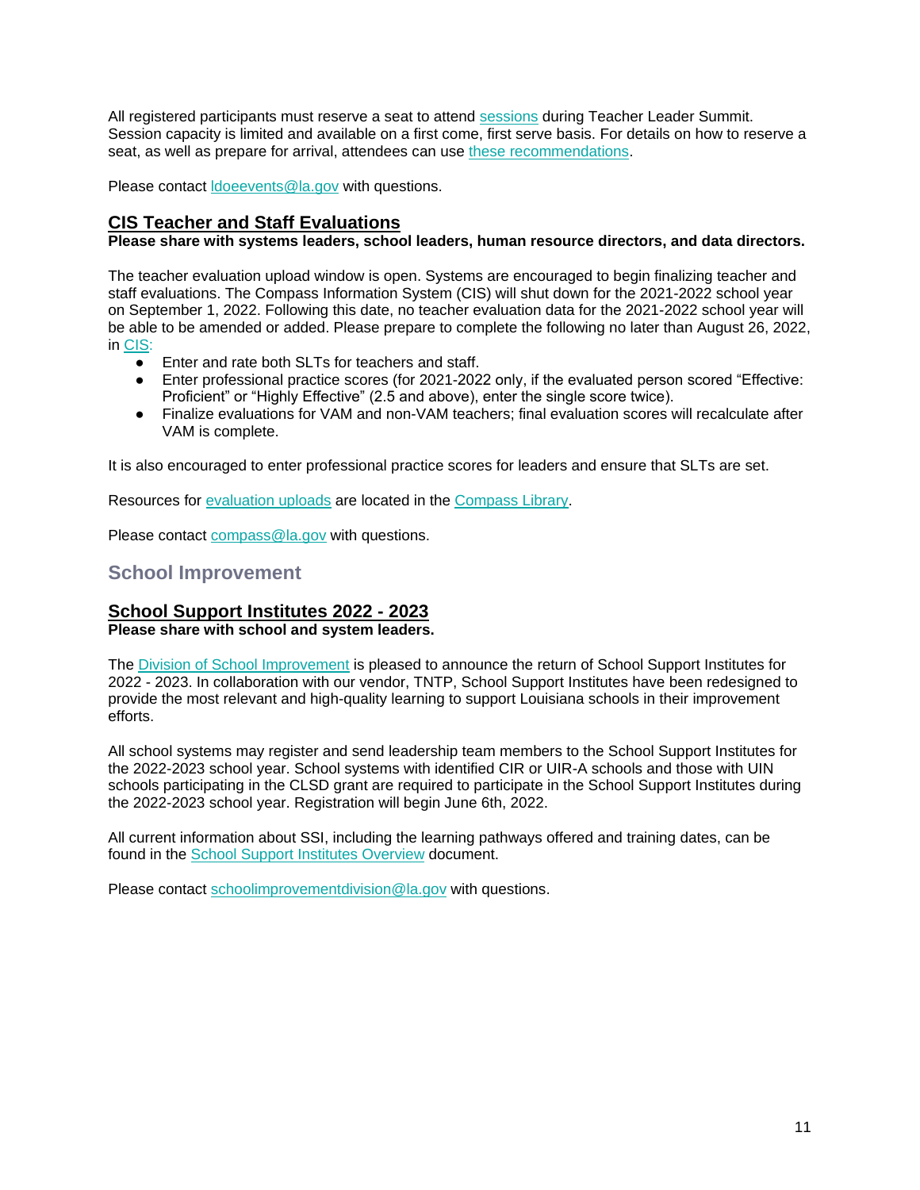All registered participants must reserve a seat to attend sessions during Teacher Leader Summit. Session capacity is limited and available on a first come, first serve basis. For details on how to reserve a seat, as well as prepare for arrival, attendees can use these recommendations.

Please contact ldoeevents@la.gov with questions.

### CIS Teacher and Staff Evaluations

**Please share with systems leaders, school leaders, human resource directors, and data directors.**

The teacher evaluation upload window is open. Systems are encouraged to begin finalizing teacher and staff evaluations. The Compass Information System (CIS) will shut down for the 2021-2022 school year on September 1, 2022. Following this date, no teacher evaluation data for the 2021-2022 school year will be able to be amended or added. Please prepare to complete the following no later than August 26, 2022, in CIS:

- Enter and rate both SLTs for teachers and staff.
- Enter professional practice scores (for 2021-2022 only, if the evaluated person scored "Effective: Proficient" or "Highly Effective" (2.5 and above), enter the single score twice).
- Finalize evaluations for VAM and non-VAM teachers; final evaluation scores will recalculate after VAM is complete.

It is also encouraged to enter professional practice scores for leaders and ensure that SLTs are set.

Resources for evaluation uploads are located in the Compass Library.

Please contact compass@la.gov with questions.

## School Improvement

### School Support Institutes 2022 - 2023

**Please share with school and system leaders.**

The Division of School Improvement is pleased to announce the return of School Support Institutes for 2022 - 2023. In collaboration with our vendor, TNTP, School Support Institutes have been redesigned to provide the most relevant and high-quality learning to support Louisiana schools in their improvement efforts.

All school systems may register and send leadership team members to the School Support Institutes for the 2022-2023 school year. School systems with identified CIR or UIR-A schools and those with UIN schools participating in the CLSD grant are required to participate in the School Support Institutes during the 2022-2023 school year. Registration will begin June 6th, 2022.

All current information about SSI, including the learning pathways offered and training dates, can be found in the School Support Institutes Overview document.

Please contact schoolimprovementdivision@la.gov with questions.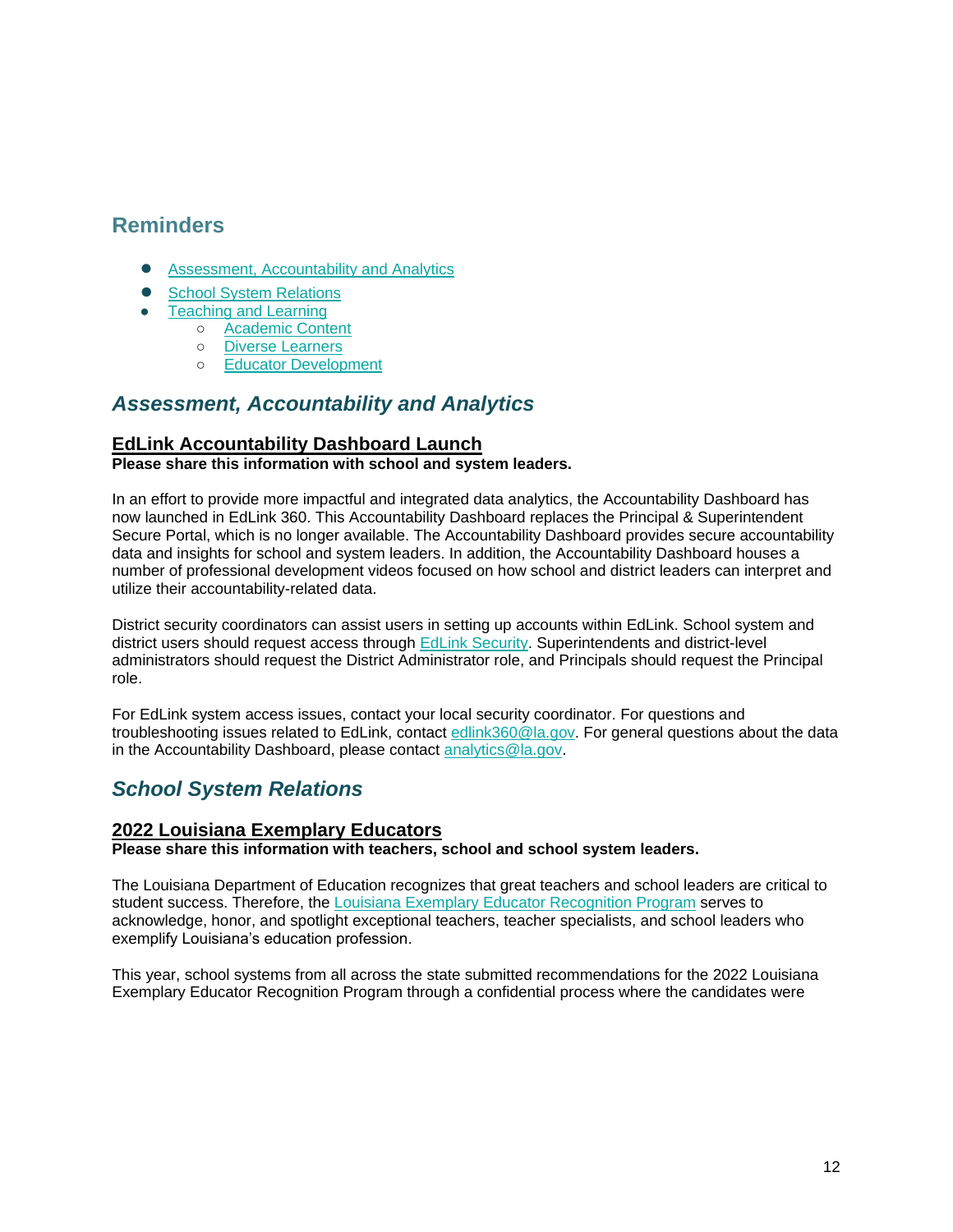## Reminders

- [Assessment, Accountability and Analytics]
- [School System Relations]
- [Teaching and Learning]
  - [Academic Content]
  - [Diverse Learners]
  - [Educator Development]

## *Assessment, Accountability and Analytics*

### EdLink Accountability Dashboard Launch

**Please share this information with school and system leaders.**

In an effort to provide more impactful and integrated data analytics, the Accountability Dashboard has now launched in EdLink 360. This Accountability Dashboard replaces the Principal & Superintendent Secure Portal, which is no longer available. The Accountability Dashboard provides secure accountability data and insights for school and system leaders. In addition, the Accountability Dashboard houses a number of professional development videos focused on how school and district leaders can interpret and utilize their accountability-related data.

District security coordinators can assist users in setting up accounts within EdLink. School system and district users should request access through EdLink Security. Superintendents and district-level administrators should request the District Administrator role, and Principals should request the Principal role.

For EdLink system access issues, contact your local security coordinator. For questions and troubleshooting issues related to EdLink, contact edlink360@la.gov. For general questions about the data in the Accountability Dashboard, please contact analytics@la.gov.

## *School System Relations*

### 2022 Louisiana Exemplary Educators

**Please share this information with teachers, school and school system leaders.**

The Louisiana Department of Education recognizes that great teachers and school leaders are critical to student success. Therefore, the Louisiana Exemplary Educator Recognition Program serves to acknowledge, honor, and spotlight exceptional teachers, teacher specialists, and school leaders who exemplify Louisiana's education profession.

This year, school systems from all across the state submitted recommendations for the 2022 Louisiana Exemplary Educator Recognition Program through a confidential process where the candidates were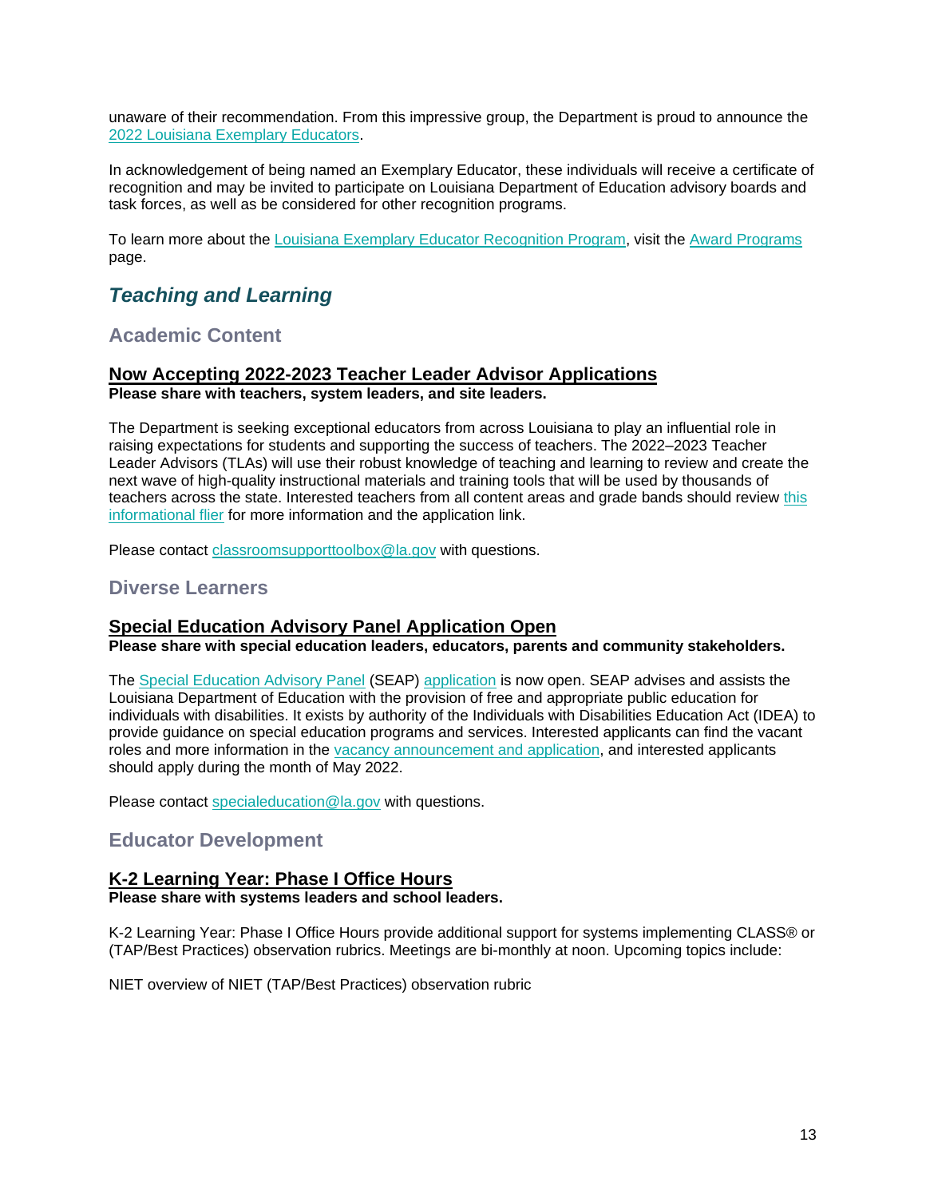unaware of their recommendation. From this impressive group, the Department is proud to announce the 2022 Louisiana Exemplary Educators.

In acknowledgement of being named an Exemplary Educator, these individuals will receive a certificate of recognition and may be invited to participate on Louisiana Department of Education advisory boards and task forces, as well as be considered for other recognition programs.

To learn more about the Louisiana Exemplary Educator Recognition Program, visit the Award Programs page.

## *Teaching and Learning*

### Academic Content

#### Now Accepting 2022-2023 Teacher Leader Advisor Applications

**Please share with teachers, system leaders, and site leaders.**

The Department is seeking exceptional educators from across Louisiana to play an influential role in raising expectations for students and supporting the success of teachers. The 2022–2023 Teacher Leader Advisors (TLAs) will use their robust knowledge of teaching and learning to review and create the next wave of high-quality instructional materials and training tools that will be used by thousands of teachers across the state. Interested teachers from all content areas and grade bands should review this informational flier for more information and the application link.

Please contact classroomsupporttoolbox@la.gov with questions.

### Diverse Learners

#### Special Education Advisory Panel Application Open

**Please share with special education leaders, educators, parents and community stakeholders.**

The Special Education Advisory Panel (SEAP) application is now open. SEAP advises and assists the Louisiana Department of Education with the provision of free and appropriate public education for individuals with disabilities. It exists by authority of the Individuals with Disabilities Education Act (IDEA) to provide guidance on special education programs and services. Interested applicants can find the vacant roles and more information in the vacancy announcement and application, and interested applicants should apply during the month of May 2022.

Please contact specialeducation@la.gov with questions.

### Educator Development

#### K-2 Learning Year: Phase I Office Hours

**Please share with systems leaders and school leaders.**

K-2 Learning Year: Phase I Office Hours provide additional support for systems implementing CLASS® or (TAP/Best Practices) observation rubrics. Meetings are bi-monthly at noon. Upcoming topics include:

NIET overview of NIET (TAP/Best Practices) observation rubric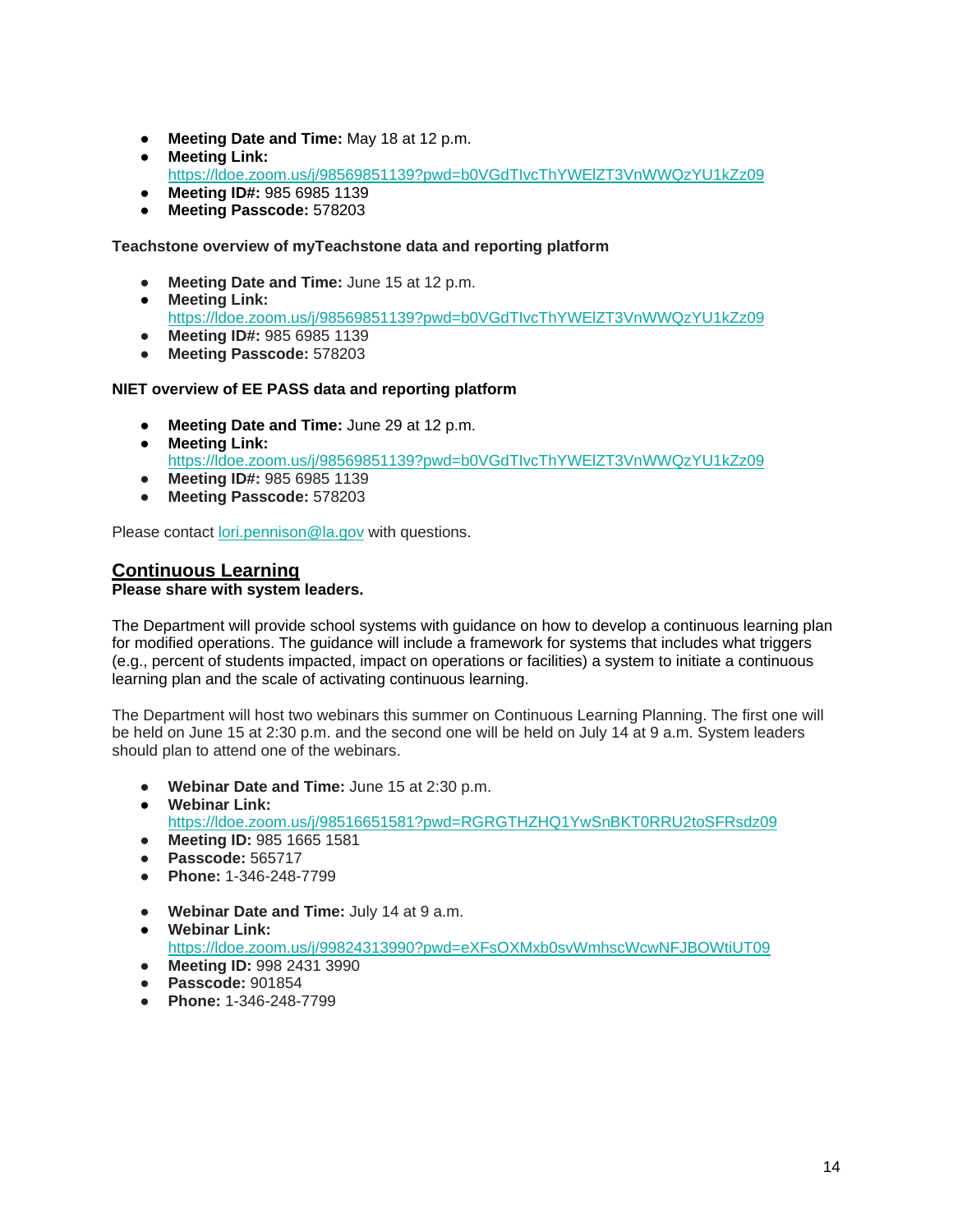- **Meeting Date and Time:** May 18 at 12 p.m.
- **Meeting Link:** https://ldoe.zoom.us/j/98569851139?pwd=b0VGdTIvcThYWElZT3VnWWQzYU1kZz09
- **Meeting ID#:** 985 6985 1139
- **Meeting Passcode:** 578203

**Teachstone overview of myTeachstone data and reporting platform**

- **Meeting Date and Time:** June 15 at 12 p.m.
- **Meeting Link:** https://ldoe.zoom.us/j/98569851139?pwd=b0VGdTIvcThYWElZT3VnWWQzYU1kZz09
- **Meeting ID#:** 985 6985 1139
- **Meeting Passcode:** 578203

**NIET overview of EE PASS data and reporting platform**

- **Meeting Date and Time:** June 29 at 12 p.m.
- **Meeting Link:** https://ldoe.zoom.us/j/98569851139?pwd=b0VGdTIvcThYWElZT3VnWWQzYU1kZz09
- **Meeting ID#:** 985 6985 1139
- **Meeting Passcode:** 578203

Please contact lori.pennison@la.gov with questions.

## Continuous Learning

**Please share with system leaders.**

The Department will provide school systems with guidance on how to develop a continuous learning plan for modified operations. The guidance will include a framework for systems that includes what triggers (e.g., percent of students impacted, impact on operations or facilities) a system to initiate a continuous learning plan and the scale of activating continuous learning.

The Department will host two webinars this summer on Continuous Learning Planning. The first one will be held on June 15 at 2:30 p.m. and the second one will be held on July 14 at 9 a.m. System leaders should plan to attend one of the webinars.

- **Webinar Date and Time:** June 15 at 2:30 p.m.
- **Webinar Link:** https://ldoe.zoom.us/j/98516651581?pwd=RGRGTHZHQ1YwSnBKT0RRU2toSFRsdz09
- **Meeting ID:** 985 1665 1581
- **Passcode:** 565717
- **Phone:** 1-346-248-7799

- **Webinar Date and Time:** July 14 at 9 a.m.
- **Webinar Link:** https://ldoe.zoom.us/j/99824313990?pwd=eXFsOXMxb0svWmhscWcwNFJBOWtiUT09
- **Meeting ID:** 998 2431 3990
- **Passcode:** 901854
- **Phone:** 1-346-248-7799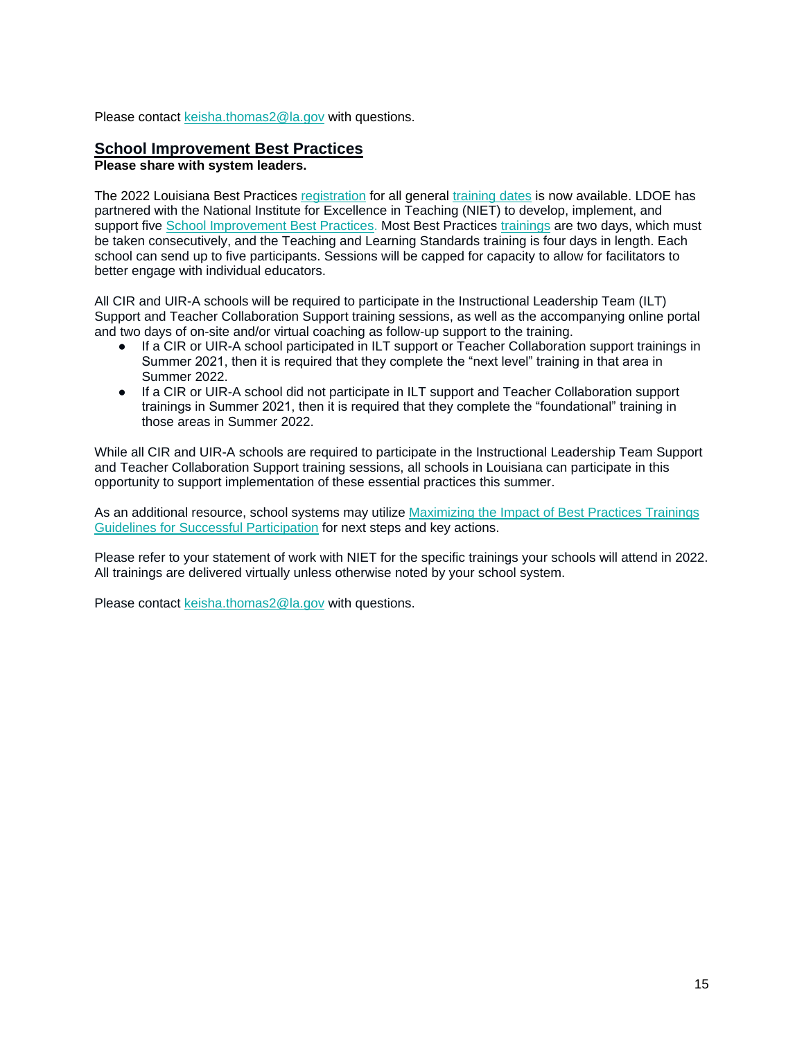Please contact keisha.thomas2@la.gov with questions.

## School Improvement Best Practices

**Please share with system leaders.**

The 2022 Louisiana Best Practices registration for all general training dates is now available. LDOE has partnered with the National Institute for Excellence in Teaching (NIET) to develop, implement, and support five School Improvement Best Practices. Most Best Practices trainings are two days, which must be taken consecutively, and the Teaching and Learning Standards training is four days in length. Each school can send up to five participants. Sessions will be capped for capacity to allow for facilitators to better engage with individual educators.

All CIR and UIR-A schools will be required to participate in the Instructional Leadership Team (ILT) Support and Teacher Collaboration Support training sessions, as well as the accompanying online portal and two days of on-site and/or virtual coaching as follow-up support to the training.

- If a CIR or UIR-A school participated in ILT support or Teacher Collaboration support trainings in Summer 2021, then it is required that they complete the "next level" training in that area in Summer 2022.
- If a CIR or UIR-A school did not participate in ILT support and Teacher Collaboration support trainings in Summer 2021, then it is required that they complete the "foundational" training in those areas in Summer 2022.

While all CIR and UIR-A schools are required to participate in the Instructional Leadership Team Support and Teacher Collaboration Support training sessions, all schools in Louisiana can participate in this opportunity to support implementation of these essential practices this summer.

As an additional resource, school systems may utilize Maximizing the Impact of Best Practices Trainings Guidelines for Successful Participation for next steps and key actions.

Please refer to your statement of work with NIET for the specific trainings your schools will attend in 2022. All trainings are delivered virtually unless otherwise noted by your school system.

Please contact keisha.thomas2@la.gov with questions.